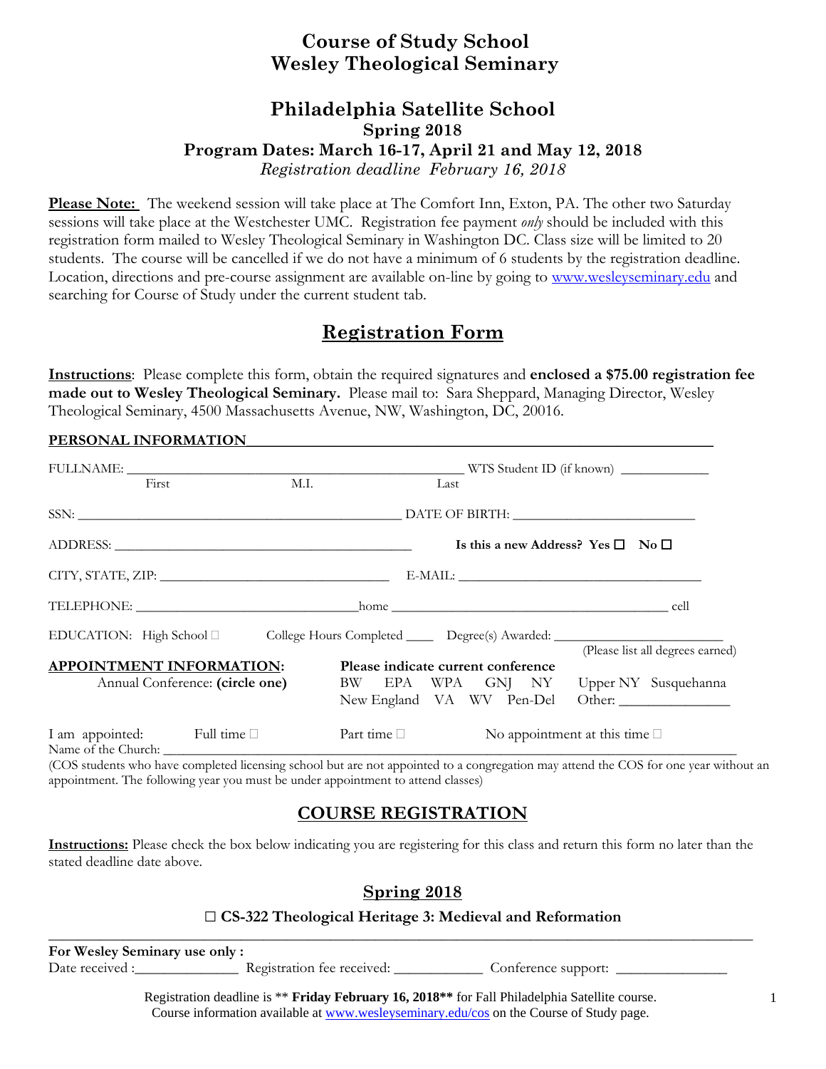# Course of Study School
# Wesley Theological Seminary

## Philadelphia Satellite School

### Spring 2018

### Program Dates: March 16-17, April 21 and May 12, 2018

*Registration deadline February 16, 2018*

**Please Note:** The weekend session will take place at The Comfort Inn, Exton, PA. The other two Saturday sessions will take place at the Westchester UMC. Registration fee payment *only* should be included with this registration form mailed to Wesley Theological Seminary in Washington DC. Class size will be limited to 20 students. The course will be cancelled if we do not have a minimum of 6 students by the registration deadline. Location, directions and pre-course assignment are available on-line by going to www.wesleyseminary.edu and searching for Course of Study under the current student tab.

## Registration Form

**Instructions**: Please complete this form, obtain the required signatures and **enclosed a $75.00 registration fee made out to Wesley Theological Seminary.** Please mail to: Sara Sheppard, Managing Director, Wesley Theological Seminary, 4500 Massachusetts Avenue, NW, Washington, DC, 20016.

**PERSONAL INFORMATION**

FULLNAME: ______________________________________________ WTS Student ID (if known) ____________
First M.I. Last

SSN: ______________________________________________ DATE OF BIRTH: __________________________

ADDRESS: __________________________________________ **Is this a new Address? Yes ☐ No ☐**

CITY, STATE, ZIP: __________________________________ E-MAIL: __________________________________

TELEPHONE: ______________________________ home ______________________________________ cell

EDUCATION: High School ☐ College Hours Completed ____ Degree(s) Awarded: ______________________
(Please list all degrees earned)

**APPOINTMENT INFORMATION:**
Annual Conference: **(circle one)**

**Please indicate current conference**
BW EPA WPA GNJ NY Upper NY Susquehanna
New England VA WV Pen-Del Other: _______________

I am appointed: Full time ☐ Part time ☐ No appointment at this time ☐

Name of the Church: ______________________________________________________________________

(COS students who have completed licensing school but are not appointed to a congregation may attend the COS for one year without an appointment. The following year you must be under appointment to attend classes)

## COURSE REGISTRATION

**Instructions:** Please check the box below indicating you are registering for this class and return this form no later than the stated deadline date above.

### Spring 2018

**☐ CS-322 Theological Heritage 3: Medieval and Reformation**

---

**For Wesley Seminary use only :**

Date received :______________ Registration fee received: ____________ Conference support: _______________

Registration deadline is ** **Friday February 16, 2018**** for Fall Philadelphia Satellite course.
Course information available at www.wesleyseminary.edu/cos on the Course of Study page.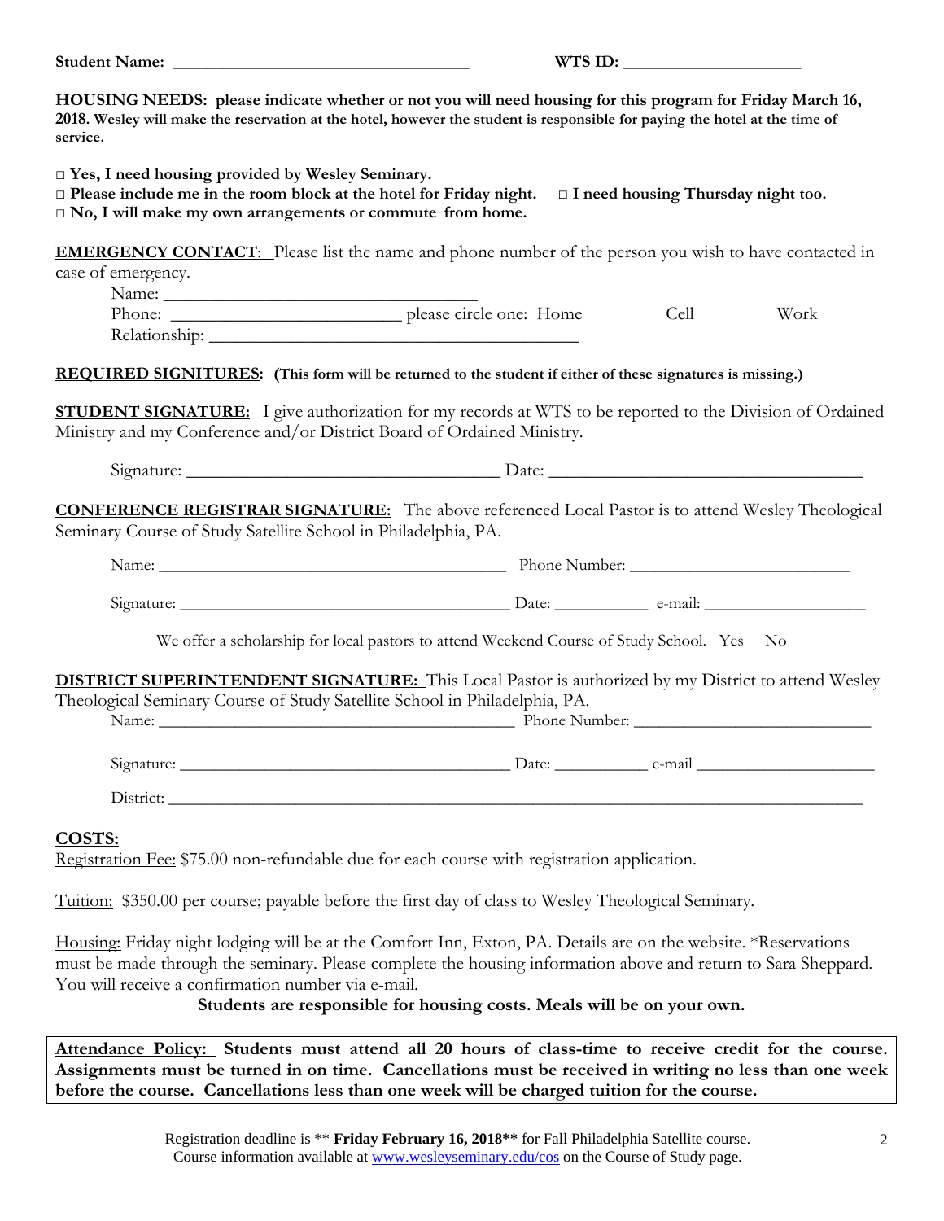**Student Name:** ___________________________________ **WTS ID:** ____________________

**<u>HOUSING NEEDS:</u> please indicate whether or not you will need housing for this program for Friday March 16, 2018. Wesley will make the reservation at the hotel, however the student is responsible for paying the hotel at the time of service.**

**□ Yes, I need housing provided by Wesley Seminary.**
**□ Please include me in the room block at the hotel for Friday night. □ I need housing Thursday night too.**
**□ No, I will make my own arrangements or commute from home.**

**<u>EMERGENCY CONTACT</u>:** Please list the name and phone number of the person you wish to have contacted in case of emergency.

Name: ___________________________________
Phone: _________________________ please circle one: Home Cell Work
Relationship: __________________________________________

**<u>REQUIRED SIGNITURES</u>: (This form will be returned to the student if either of these signatures is missing.)**

**<u>STUDENT SIGNATURE:</u>** I give authorization for my records at WTS to be reported to the Division of Ordained Ministry and my Conference and/or District Board of Ordained Ministry.

Signature: ___________________________________ Date: ___________________________________

**<u>CONFERENCE REGISTRAR SIGNATURE:</u>** The above referenced Local Pastor is to attend Wesley Theological Seminary Course of Study Satellite School in Philadelphia, PA.

Name: ________________________________________ Phone Number: _________________________

Signature: ______________________________________ Date: ___________ e-mail: ___________________

We offer a scholarship for local pastors to attend Weekend Course of Study School. Yes No

**<u>DISTRICT SUPERINTENDENT SIGNATURE:</u>** This Local Pastor is authorized by my District to attend Wesley Theological Seminary Course of Study Satellite School in Philadelphia, PA.

Name: __________________________________________ Phone Number: ____________________________

Signature: ______________________________________ Date: ___________ e-mail _____________________

District: _________________________________________________________________________________

## COSTS:

<u>Registration Fee:</u> $75.00 non-refundable due for each course with registration application.

<u>Tuition:</u> $350.00 per course; payable before the first day of class to Wesley Theological Seminary.

<u>Housing:</u> Friday night lodging will be at the Comfort Inn, Exton, PA. Details are on the website. *Reservations must be made through the seminary. Please complete the housing information above and return to Sara Sheppard. You will receive a confirmation number via e-mail.

**Students are responsible for housing costs. Meals will be on your own.**

**<u>Attendance Policy:</u> Students must attend all 20 hours of class-time to receive credit for the course. Assignments must be turned in on time. Cancellations must be received in writing no less than one week before the course. Cancellations less than one week will be charged tuition for the course.**

Registration deadline is ** **Friday February 16, 2018**** for Fall Philadelphia Satellite course.
Course information available at www.wesleyseminary.edu/cos on the Course of Study page.